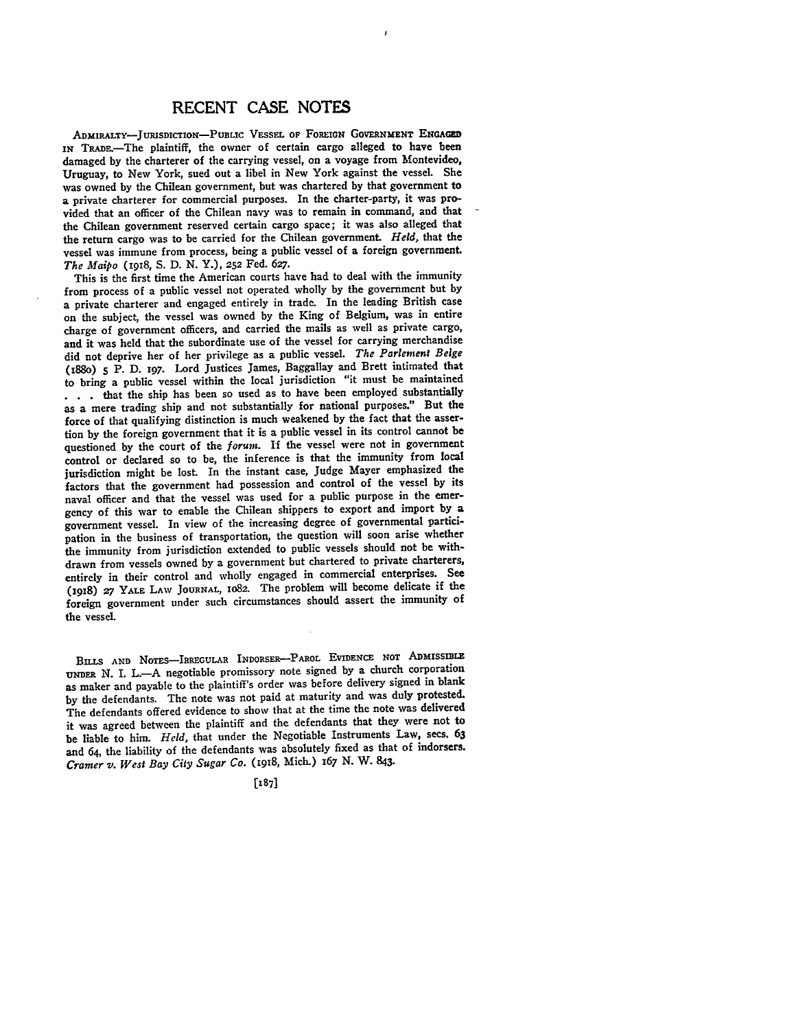# RECENT CASE NOTES

ADMIRALTY—JURISDICTION—PUBLIC VESSEL OF FOREIGN GOVERNMENT ENGAGED IN TRADE.—The plaintiff, the owner of certain cargo alleged to have been damaged by the charterer of the carrying vessel, on a voyage from Montevideo, Uruguay, to New York, sued out a libel in New York against the vessel. She was owned by the Chilean government, but was chartered by that government to a private charterer for commercial purposes. In the charter-party, it was provided that an officer of the Chilean navy was to remain in command, and that the Chilean government reserved certain cargo space; it was also alleged that the return cargo was to be carried for the Chilean government. *Held,* that the vessel was immune from process, being a public vessel of a foreign government. *The Maipo* (1918, S. D. N. Y.), 252 Fed. 627.

This is the first time the American courts have had to deal with the immunity from process of a public vessel not operated wholly by the government but by a private charterer and engaged entirely in trade. In the leading British case on the subject, the vessel was owned by the King of Belgium, was in entire charge of government officers, and carried the mails as well as private cargo, and it was held that the subordinate use of the vessel for carrying merchandise did not deprive her of her privilege as a public vessel. *The Parlement Belge* (1880) 5 P. D. 197. Lord Justices James, Baggallay and Brett intimated that to bring a public vessel within the local jurisdiction "it must be maintained . . . that the ship has been so used as to have been employed substantially as a mere trading ship and not substantially for national purposes." But the force of that qualifying distinction is much weakened by the fact that the assertion by the foreign government that it is a public vessel in its control cannot be questioned by the court of the *forum.* If the vessel were not in government control or declared so to be, the inference is that the immunity from local jurisdiction might be lost. In the instant case, Judge Mayer emphasized the factors that the government had possession and control of the vessel by its naval officer and that the vessel was used for a public purpose in the emergency of this war to enable the Chilean shippers to export and import by a government vessel. In view of the increasing degree of governmental participation in the business of transportation, the question will soon arise whether the immunity from jurisdiction extended to public vessels should not be withdrawn from vessels owned by a government but chartered to private charterers, entirely in their control and wholly engaged in commercial enterprises. See (1918) 27 YALE LAW JOURNAL, 1082. The problem will become delicate if the foreign government under such circumstances should assert the immunity of the vessel.

BILLS AND NOTES—IRREGULAR INDORSER—PAROL EVIDENCE NOT ADMISSIBLE UNDER N. I. L.—A negotiable promissory note signed by a church corporation as maker and payable to the plaintiff's order was before delivery signed in blank by the defendants. The note was not paid at maturity and was duly protested. The defendants offered evidence to show that at the time the note was delivered it was agreed between the plaintiff and the defendants that they were not to be liable to him. *Held,* that under the Negotiable Instruments Law, secs. 63 and 64, the liability of the defendants was absolutely fixed as that of indorsers. *Cramer v. West Bay City Sugar Co.* (1918, Mich.) 167 N. W. 843.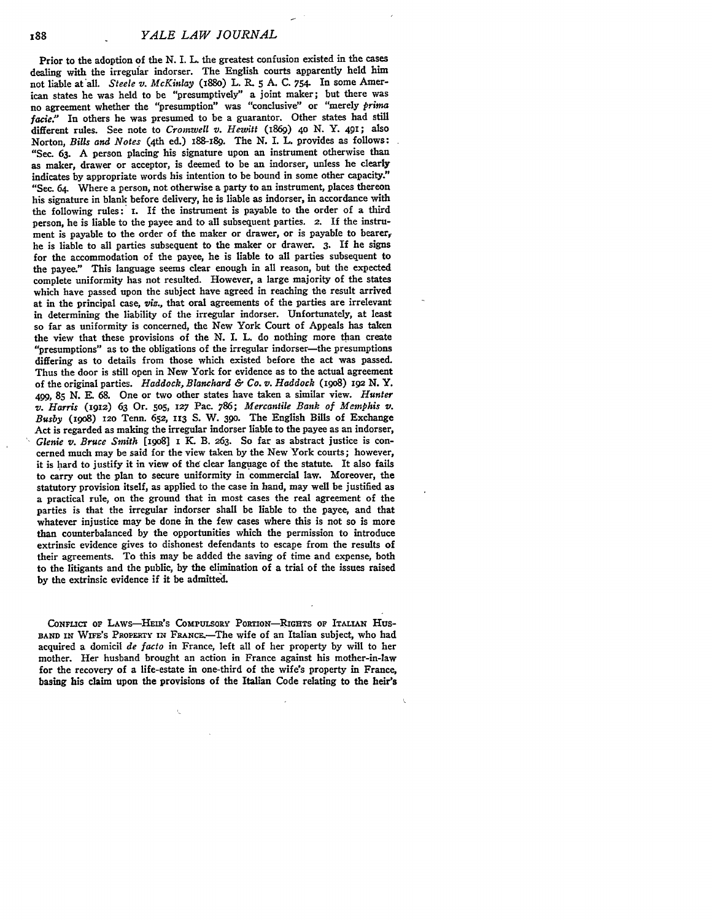Prior to the adoption of the N. I. L. the greatest confusion existed in the cases dealing with the irregular indorser. The English courts apparently held him not liable at all. *Steele v. McKinlay* (1880) L. R. 5 A. C. 754. In some American states he was held to be "presumptively" a joint maker; but there was no agreement whether the "presumption" was "conclusive" or "merely *prima facie*." In others he was presumed to be a guarantor. Other states had still different rules. See note to *Cromwell v. Hewitt* (1869) 40 N. Y. 491; also Norton, *Bills and Notes* (4th ed.) 188-189. The N. I. L. provides as follows: "Sec. 63. A person placing his signature upon an instrument otherwise than as maker, drawer or acceptor, is deemed to be an indorser, unless he clearly indicates by appropriate words his intention to be bound in some other capacity." "Sec. 64. Where a person, not otherwise a party to an instrument, places thereon his signature in blank before delivery, he is liable as indorser, in accordance with the following rules: 1. If the instrument is payable to the order of a third person, he is liable to the payee and to all subsequent parties. 2. If the instrument is payable to the order of the maker or drawer, or is payable to bearer, he is liable to all parties subsequent to the maker or drawer. 3. If he signs for the accommodation of the payee, he is liable to all parties subsequent to the payee." This language seems clear enough in all reason, but the expected complete uniformity has not resulted. However, a large majority of the states which have passed upon the subject have agreed in reaching the result arrived at in the principal case, *viz.*, that oral agreements of the parties are irrelevant in determining the liability of the irregular indorser. Unfortunately, at least so far as uniformity is concerned, the New York Court of Appeals has taken the view that these provisions of the N. I. L. do nothing more than create "presumptions" as to the obligations of the irregular indorser—the presumptions differing as to details from those which existed before the act was passed. Thus the door is still open in New York for evidence as to the actual agreement of the original parties. *Haddock, Blanchard & Co. v. Haddock* (1908) 192 N. Y. 499, 85 N. E. 68. One or two other states have taken a similar view. *Hunter v. Harris* (1912) 63 Or. 505, 127 Pac. 786; *Mercantile Bank of Memphis v. Busby* (1908) 120 Tenn. 652, 113 S. W. 390. The English Bills of Exchange Act is regarded as making the irregular indorser liable to the payee as an indorser, *Glenie v. Bruce Smith* [1908] 1 K. B. 263. So far as abstract justice is concerned much may be said for the view taken by the New York courts; however, it is hard to justify it in view of the clear language of the statute. It also fails to carry out the plan to secure uniformity in commercial law. Moreover, the statutory provision itself, as applied to the case in hand, may well be justified as a practical rule, on the ground that in most cases the real agreement of the parties is that the irregular indorser shall be liable to the payee, and that whatever injustice may be done in the few cases where this is not so is more than counterbalanced by the opportunities which the permission to introduce extrinsic evidence gives to dishonest defendants to escape from the results of their agreements. To this may be added the saving of time and expense, both to the litigants and the public, by the elimination of a trial of the issues raised by the extrinsic evidence if it be admitted.

**Conflict of Laws—Heir's Compulsory Portion—Rights of Italian Husband in Wife's Property in France.—The wife of an Italian subject, who had acquired a domicil *de facto* in France, left all of her property by will to her mother. Her husband brought an action in France against his mother-in-law for the recovery of a life-estate in one-third of the wife's property in France, basing his claim upon the provisions of the Italian Code relating to the heir's**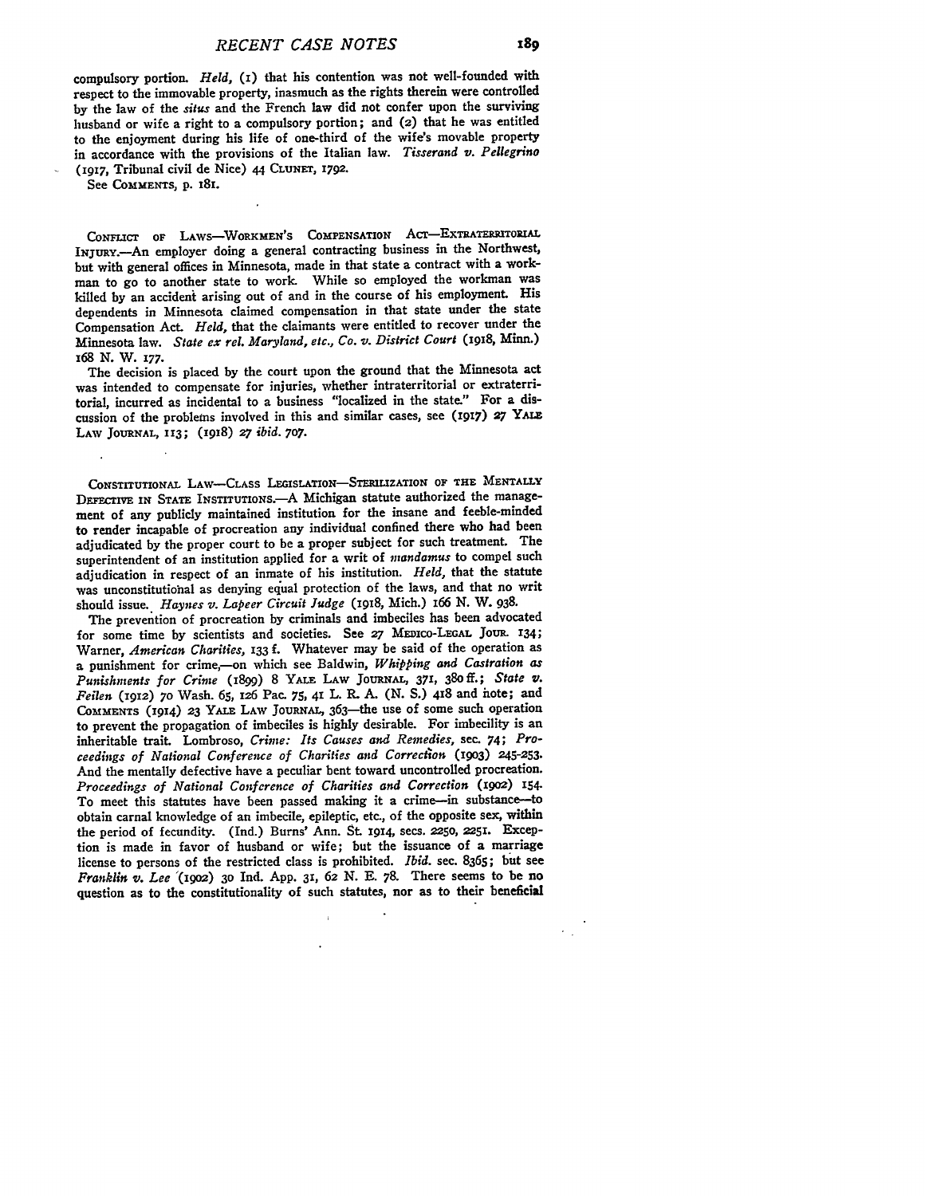compulsory portion. *Held*, (1) that his contention was not well-founded with respect to the immovable property, inasmuch as the rights therein were controlled by the law of the *situs* and the French law did not confer upon the surviving husband or wife a right to a compulsory portion; and (2) that he was entitled to the enjoyment during his life of one-third of the wife's movable property in accordance with the provisions of the Italian law. *Tisserand v. Pellegrino* (1917, Tribunal civil de Nice) 44 CLUNET, 1792.

See COMMENTS, p. 181.

CONFLICT OF LAWS—WORKMEN'S COMPENSATION ACT—EXTRATERRITORIAL INJURY.—An employer doing a general contracting business in the Northwest, but with general offices in Minnesota, made in that state a contract with a workman to go to another state to work. While so employed the workman was killed by an accident arising out of and in the course of his employment. His dependents in Minnesota claimed compensation in that state under the state Compensation Act. *Held*, that the claimants were entitled to recover under the Minnesota law. *State ex rel. Maryland, etc., Co. v. District Court* (1918, Minn.) 168 N. W. 177.

The decision is placed by the court upon the ground that the Minnesota act was intended to compensate for injuries, whether intraterritorial or extraterritorial, incurred as incidental to a business "localized in the state." For a discussion of the problems involved in this and similar cases, see (1917) 27 YALE LAW JOURNAL, 113; (1918) 27 *ibid.* 707.

CONSTITUTIONAL LAW—CLASS LEGISLATION—STERILIZATION OF THE MENTALLY DEFECTIVE IN STATE INSTITUTIONS.—A Michigan statute authorized the management of any publicly maintained institution for the insane and feeble-minded to render incapable of procreation any individual confined there who had been adjudicated by the proper court to be a proper subject for such treatment. The superintendent of an institution applied for a writ of *mandamus* to compel such adjudication in respect of an inmate of his institution. *Held*, that the statute was unconstitutional as denying equal protection of the laws, and that no writ should issue. *Haynes v. Lapeer Circuit Judge* (1918, Mich.) 166 N. W. 938.

The prevention of procreation by criminals and imbeciles has been advocated for some time by scientists and societies. See 27 MEDICO-LEGAL JOUR. 134; Warner, *American Charities*, 133 f. Whatever may be said of the operation as a punishment for crime,—on which see Baldwin, *Whipping and Castration as Punishments for Crime* (1899) 8 YALE LAW JOURNAL, 371, 380 ff.; *State v. Feilen* (1912) 70 Wash. 65, 126 Pac. 75, 41 L. R. A. (N. S.) 418 and note; and COMMENTS (1914) 23 YALE LAW JOURNAL, 363—the use of some such operation to prevent the propagation of imbeciles is highly desirable. For imbecility is an inheritable trait. Lombroso, *Crime: Its Causes and Remedies*, sec. 74; *Proceedings of National Conference of Charities and Correction* (1903) 245-253. And the mentally defective have a peculiar bent toward uncontrolled procreation. *Proceedings of National Conference of Charities and Correction* (1902) 154. To meet this statutes have been passed making it a crime—in substance—to obtain carnal knowledge of an imbecile, epileptic, etc., of the opposite sex, within the period of fecundity. (Ind.) Burns' Ann. St. 1914, secs. 2250, 2251. Exception is made in favor of husband or wife; but the issuance of a marriage license to persons of the restricted class is prohibited. *Ibid.* sec. 8365; but see *Franklin v. Lee* (1902) 30 Ind. App. 31, 62 N. E. 78. There seems to be no question as to the constitutionality of such statutes, nor as to their beneficial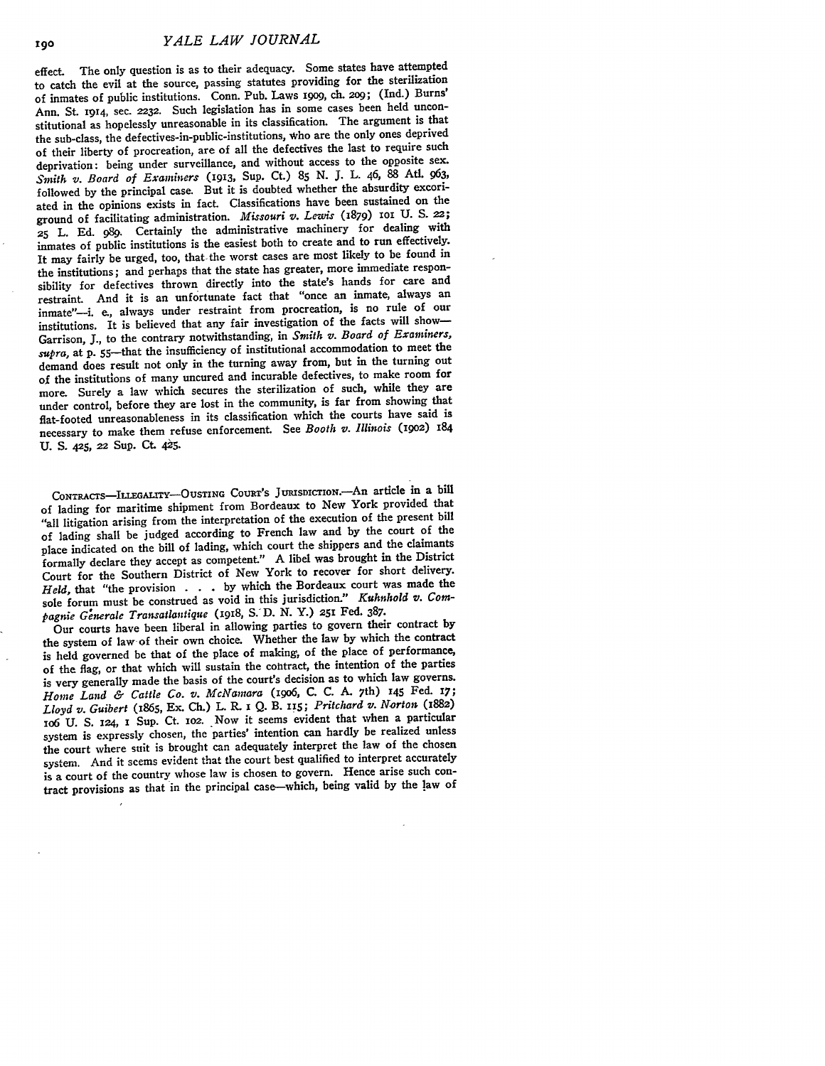effect. The only question is as to their adequacy. Some states have attempted to catch the evil at the source, passing statutes providing for the sterilization of inmates of public institutions. Conn. Pub. Laws 1909, ch. 209; (Ind.) Burns' Ann. St. 1914, sec. 2232. Such legislation has in some cases been held unconstitutional as hopelessly unreasonable in its classification. The argument is that the sub-class, the defectives-in-public-institutions, who are the only ones deprived of their liberty of procreation, are of all the defectives the last to require such deprivation: being under surveillance, and without access to the opposite sex. *Smith v. Board of Examiners* (1913, Sup. Ct.) 85 N. J. L. 46, 88 Atl. 963, followed by the principal case. But it is doubted whether the absurdity excoriated in the opinions exists in fact. Classifications have been sustained on the ground of facilitating administration. *Missouri v. Lewis* (1879) 101 U. S. 22; 25 L. Ed. 989. Certainly the administrative machinery for dealing with inmates of public institutions is the easiest both to create and to run effectively. It may fairly be urged, too, that the worst cases are most likely to be found in the institutions; and perhaps that the state has greater, more immediate responsibility for defectives thrown directly into the state's hands for care and restraint. And it is an unfortunate fact that "once an inmate, always an inmate"—i. e., always under restraint from procreation, is no rule of our institutions. It is believed that any fair investigation of the facts will show—Garrison, J., to the contrary notwithstanding, in *Smith v. Board of Examiners, supra*, at p. 55—that the insufficiency of institutional accommodation to meet the demand does result not only in the turning away from, but in the turning out of the institutions of many uncured and incurable defectives, to make room for more. Surely a law which secures the sterilization of such, while they are under control, before they are lost in the community, is far from showing that flat-footed unreasonableness in its classification which the courts have said is necessary to make them refuse enforcement. See *Booth v. Illinois* (1902) 184 U. S. 425, 22 Sup. Ct. 425.

CONTRACTS—ILLEGALITY—OUSTING COURT'S JURISDICTION.—An article in a bill of lading for maritime shipment from Bordeaux to New York provided that "all litigation arising from the interpretation of the execution of the present bill of lading shall be judged according to French law and by the court of the place indicated on the bill of lading, which court the shippers and the claimants formally declare they accept as competent." A libel was brought in the District Court for the Southern District of New York to recover for short delivery. *Held*, that "the provision . . . by which the Bordeaux court was made the sole forum must be construed as void in this jurisdiction." *Kuhnhold v. Compagnie Générale Transatlantique* (1918, S. D. N. Y.) 251 Fed. 387.

Our courts have been liberal in allowing parties to govern their contract by the system of law of their own choice. Whether the law by which the contract is held governed be that of the place of making, of the place of performance, of the flag, or that which will sustain the contract, the intention of the parties is very generally made the basis of the court's decision as to which law governs. *Home Land & Cattle Co. v. McNamara* (1906, C. C. A. 7th) 145 Fed. 17; *Lloyd v. Guibert* (1865, Ex. Ch.) L. R. 1 Q. B. 115; *Pritchard v. Norton* (1882) 106 U. S. 124, 1 Sup. Ct. 102. Now it seems evident that when a particular system is expressly chosen, the parties' intention can hardly be realized unless the court where suit is brought can adequately interpret the law of the chosen system. And it seems evident that the court best qualified to interpret accurately is a court of the country whose law is chosen to govern. Hence arise such contract provisions as that in the principal case—which, being valid by the law of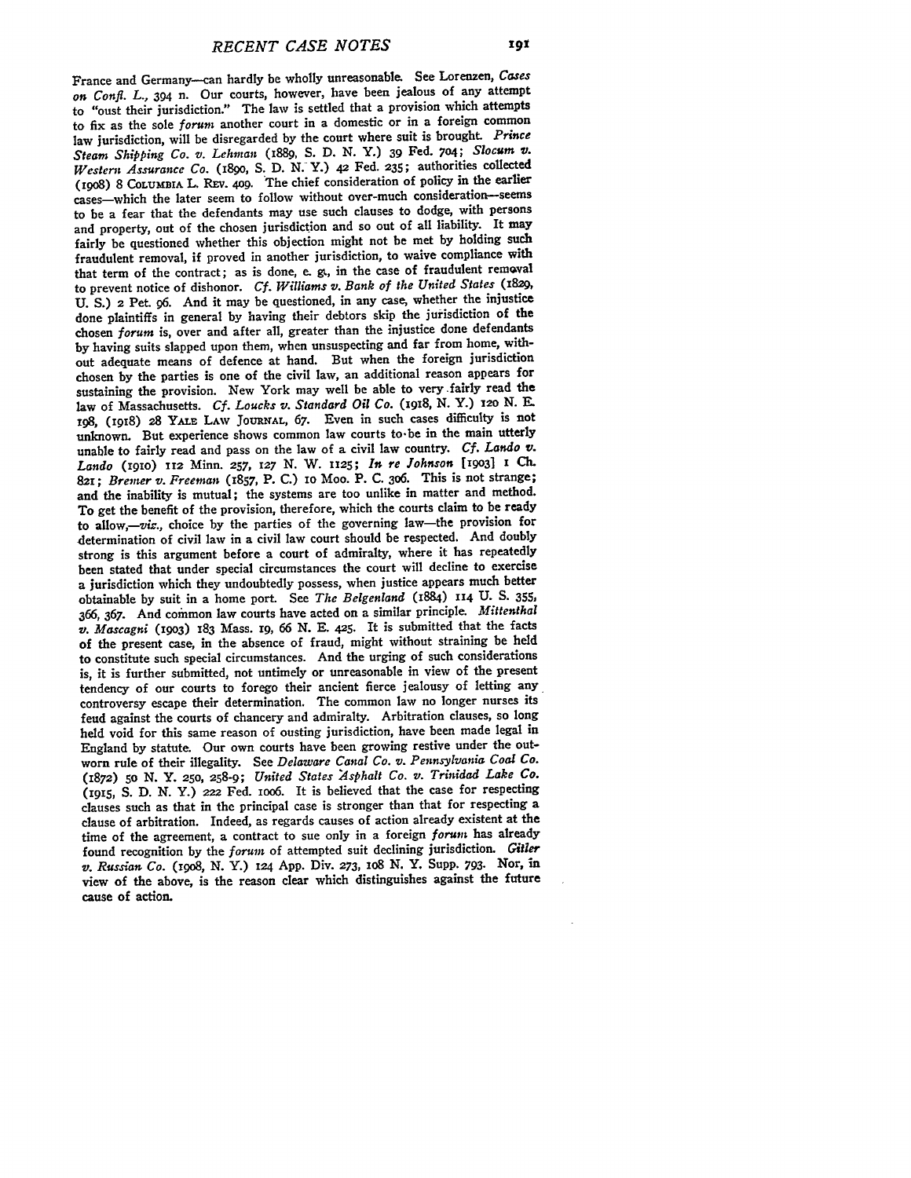France and Germany—can hardly be wholly unreasonable. See Lorenzen, *Cases on Confl. L.*, 394 n. Our courts, however, have been jealous of any attempt to "oust their jurisdiction." The law is settled that a provision which attempts to fix as the sole *forum* another court in a domestic or in a foreign common law jurisdiction, will be disregarded by the court where suit is brought. *Prince Steam Shipping Co. v. Lehman* (1889, S. D. N. Y.) 39 Fed. 704; *Slocum v. Western Assurance Co.* (1890, S. D. N. Y.) 42 Fed. 235; authorities collected (1908) 8 COLUMBIA L. REV. 409. The chief consideration of policy in the earlier cases—which the later seem to follow without over-much consideration—seems to be a fear that the defendants may use such clauses to dodge, with persons and property, out of the chosen jurisdiction and so out of all liability. It may fairly be questioned whether this objection might not be met by holding such fraudulent removal, if proved in another jurisdiction, to waive compliance with that term of the contract; as is done, e. g., in the case of fraudulent removal to prevent notice of dishonor. *Cf. Williams v. Bank of the United States* (1829, U. S.) 2 Pet. 96. And it may be questioned, in any case, whether the injustice done plaintiffs in general by having their debtors skip the jurisdiction of the chosen *forum* is, over and after all, greater than the injustice done defendants by having suits slapped upon them, when unsuspecting and far from home, without adequate means of defence at hand. But when the foreign jurisdiction chosen by the parties is one of the civil law, an additional reason appears for sustaining the provision. New York may well be able to very fairly read the law of Massachusetts. *Cf. Loucks v. Standard Oil Co.* (1918, N. Y.) 120 N. E. 198, (1918) 28 YALE LAW JOURNAL, 67. Even in such cases difficulty is not unknown. But experience shows common law courts to be in the main utterly unable to fairly read and pass on the law of a civil law country. *Cf. Lando v. Lando* (1910) 112 Minn. 257, 127 N. W. 1125; *In re Johnson* [1903] 1 Ch. 821; *Bremer v. Freeman* (1857, P. C.) 10 Moo. P. C. 306. This is not strange; and the inability is mutual; the systems are too unlike in matter and method. To get the benefit of the provision, therefore, which the courts claim to be ready to allow,—*viz.*, choice by the parties of the governing law—the provision for determination of civil law in a civil law court should be respected. And doubly strong is this argument before a court of admiralty, where it has repeatedly been stated that under special circumstances the court will decline to exercise a jurisdiction which they undoubtedly possess, when justice appears much better obtainable by suit in a home port. See *The Belgenland* (1884) 114 U. S. 355, 366, 367. And common law courts have acted on a similar principle. *Mittenthal v. Mascagni* (1903) 183 Mass. 19, 66 N. E. 425. It is submitted that the facts of the present case, in the absence of fraud, might without straining be held to constitute such special circumstances. And the urging of such considerations is, it is further submitted, not untimely or unreasonable in view of the present tendency of our courts to forego their ancient fierce jealousy of letting any controversy escape their determination. The common law no longer nurses its feud against the courts of chancery and admiralty. Arbitration clauses, so long held void for this same reason of ousting jurisdiction, have been made legal in England by statute. Our own courts have been growing restive under the outworn rule of their illegality. See *Delaware Canal Co. v. Pennsylvania Coal Co.* (1872) 50 N. Y. 250, 258-9; *United States Asphalt Co. v. Trinidad Lake Co.* (1915, S. D. N. Y.) 222 Fed. 1006. It is believed that the case for respecting clauses such as that in the principal case is stronger than that for respecting a clause of arbitration. Indeed, as regards causes of action already existent at the time of the agreement, a contract to sue only in a foreign *forum* has already found recognition by the *forum* of attempted suit declining jurisdiction. *Gitler v. Russian Co.* (1908, N. Y.) 124 App. Div. 273, 108 N. Y. Supp. 793. Nor, in view of the above, is the reason clear which distinguishes against the future cause of action.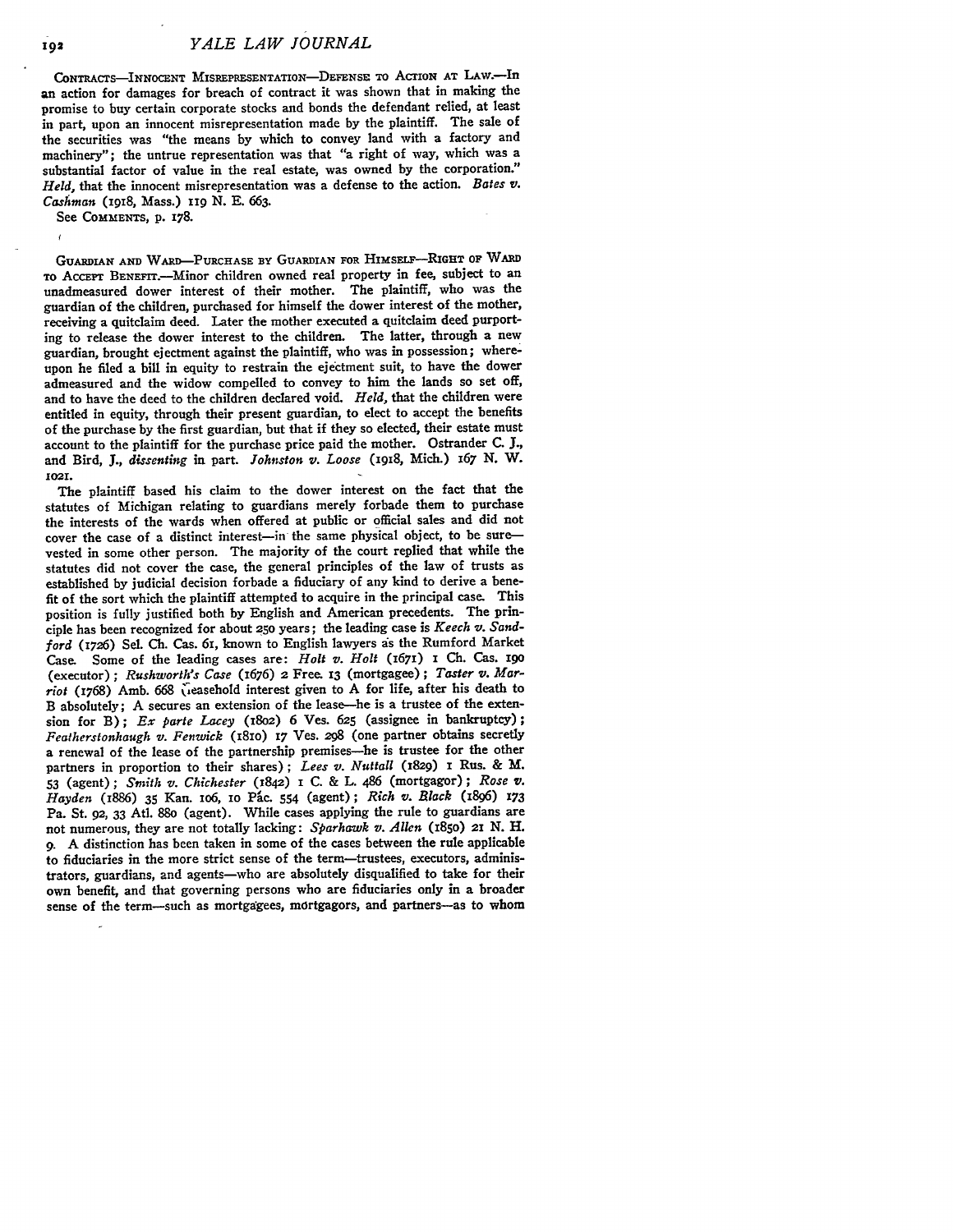CONTRACTS—INNOCENT MISREPRESENTATION—DEFENSE TO ACTION AT LAW.—In an action for damages for breach of contract it was shown that in making the promise to buy certain corporate stocks and bonds the defendant relied, at least in part, upon an innocent misrepresentation made by the plaintiff. The sale of the securities was "the means by which to convey land with a factory and machinery"; the untrue representation was that "a right of way, which was a substantial factor of value in the real estate, was owned by the corporation." *Held*, that the innocent misrepresentation was a defense to the action. *Bates v. Cashman* (1918, Mass.) 119 N. E. 663.

See COMMENTS, p. 178.

GUARDIAN AND WARD—PURCHASE BY GUARDIAN FOR HIMSELF—RIGHT OF WARD TO ACCEPT BENEFIT.—Minor children owned real property in fee, subject to an unadmeasured dower interest of their mother. The plaintiff, who was the guardian of the children, purchased for himself the dower interest of the mother, receiving a quitclaim deed. Later the mother executed a quitclaim deed purporting to release the dower interest to the children. The latter, through a new guardian, brought ejectment against the plaintiff, who was in possession; whereupon he filed a bill in equity to restrain the ejectment suit, to have the dower admeasured and the widow compelled to convey to him the lands so set off, and to have the deed to the children declared void. *Held*, that the children were entitled in equity, through their present guardian, to elect to accept the benefits of the purchase by the first guardian, but that if they so elected, their estate must account to the plaintiff for the purchase price paid the mother. Ostrander C. J., and Bird, J., *dissenting* in part. *Johnston v. Loose* (1918, Mich.) 167 N. W. 1021.

The plaintiff based his claim to the dower interest on the fact that the statutes of Michigan relating to guardians merely forbade them to purchase the interests of the wards when offered at public or official sales and did not cover the case of a distinct interest—in the same physical object, to be sure—vested in some other person. The majority of the court replied that while the statutes did not cover the case, the general principles of the law of trusts as established by judicial decision forbade a fiduciary of any kind to derive a benefit of the sort which the plaintiff attempted to acquire in the principal case. This position is fully justified both by English and American precedents. The principle has been recognized for about 250 years; the leading case is *Keech v. Sandford* (1726) Sel. Ch. Cas. 61, known to English lawyers as the Rumford Market Case. Some of the leading cases are: *Holt v. Holt* (1671) 1 Ch. Cas. 190 (executor); *Rushworth's Case* (1676) 2 Free. 13 (mortgagee); *Taster v. Marriot* (1768) Amb. 668 (leasehold interest given to A for life, after his death to B absolutely; A secures an extension of the lease—he is a trustee of the extension for B); *Ex parte Lacey* (1802) 6 Ves. 625 (assignee in bankruptcy); *Featherstonhaugh v. Fenwick* (1810) 17 Ves. 298 (one partner obtains secretly a renewal of the lease of the partnership premises—he is trustee for the other partners in proportion to their shares); *Lees v. Nuttall* (1829) 1 Rus. & M. 53 (agent); *Smith v. Chichester* (1842) 1 C. & L. 486 (mortgagor); *Rose v. Hayden* (1886) 35 Kan. 106, 10 Pac. 554 (agent); *Rich v. Black* (1896) 173 Pa. St. 92, 33 Atl. 880 (agent). While cases applying the rule to guardians are not numerous, they are not totally lacking: *Sparhawk v. Allen* (1850) 21 N. H. 9. A distinction has been taken in some of the cases between the rule applicable to fiduciaries in the more strict sense of the term—trustees, executors, administrators, guardians, and agents—who are absolutely disqualified to take for their own benefit, and that governing persons who are fiduciaries only in a broader sense of the term—such as mortgagees, mortgagors, and partners—as to whom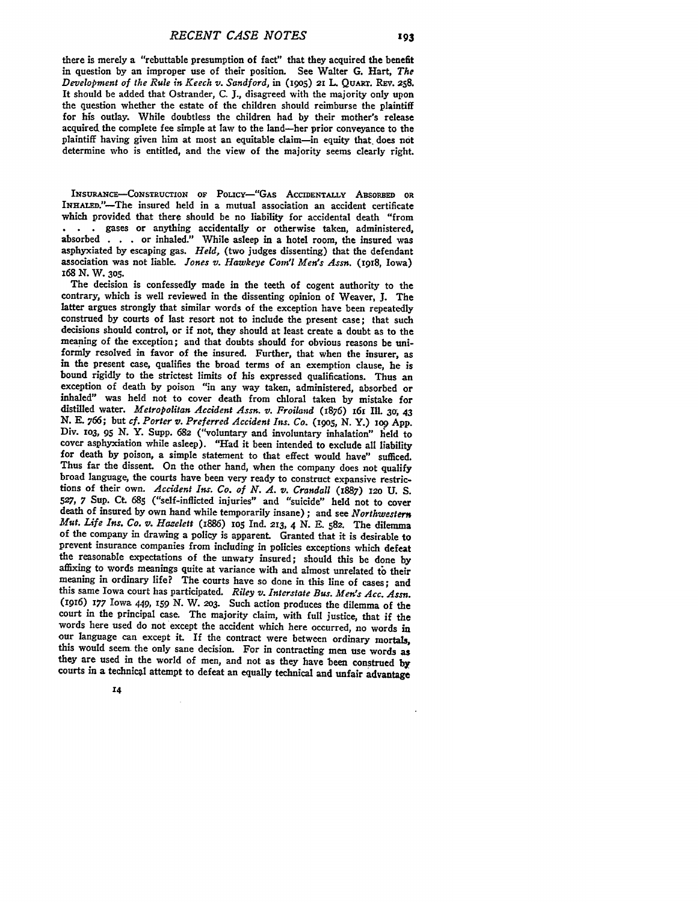there is merely a "rebuttable presumption of fact" that they acquired the benefit in question by an improper use of their position. See Walter G. Hart, *The Development of the Rule in Keech v. Sandford*, in (1905) 21 L. Quart. Rev. 258. It should be added that Ostrander, C. J., disagreed with the majority only upon the question whether the estate of the children should reimburse the plaintiff for his outlay. While doubtless the children had by their mother's release acquired the complete fee simple at law to the land—her prior conveyance to the plaintiff having given him at most an equitable claim—in equity that does not determine who is entitled, and the view of the majority seems clearly right.

Insurance—Construction of Policy—"Gas Accidentally Absorbed or Inhaled."—The insured held in a mutual association an accident certificate which provided that there should be no liability for accidental death "from . . . gases or anything accidentally or otherwise taken, administered, absorbed . . . or inhaled." While asleep in a hotel room, the insured was asphyxiated by escaping gas. *Held*, (two judges dissenting) that the defendant association was not liable. *Jones v. Hawkeye Com'l Men's Assn.* (1918, Iowa) 168 N. W. 305.

The decision is confessedly made in the teeth of cogent authority to the contrary, which is well reviewed in the dissenting opinion of Weaver, J. The latter argues strongly that similar words of the exception have been repeatedly construed by courts of last resort not to include the present case; that such decisions should control, or if not, they should at least create a doubt as to the meaning of the exception; and that doubts should for obvious reasons be uniformly resolved in favor of the insured. Further, that when the insurer, as in the present case, qualifies the broad terms of an exemption clause, he is bound rigidly to the strictest limits of his expressed qualifications. Thus an exception of death by poison "in any way taken, administered, absorbed or inhaled" was held not to cover death from chloral taken by mistake for distilled water. *Metropolitan Accident Assn. v. Froiland* (1876) 161 Ill. 30, 43 N. E. 766; but *cf. Porter v. Preferred Accident Ins. Co.* (1905, N. Y.) 109 App. Div. 103, 95 N. Y. Supp. 682 ("voluntary and involuntary inhalation" held to cover asphyxiation while asleep). "Had it been intended to exclude all liability for death by poison, a simple statement to that effect would have" sufficed. Thus far the dissent. On the other hand, when the company does not qualify broad language, the courts have been very ready to construct expansive restrictions of their own. *Accident Ins. Co. of N. A. v. Crandall* (1887) 120 U. S. 527, 7 Sup. Ct. 685 ("self-inflicted injuries" and "suicide" held not to cover death of insured by own hand while temporarily insane); and see *Northwestern Mut. Life Ins. Co. v. Hazelett* (1886) 105 Ind. 213, 4 N. E. 582. The dilemma of the company in drawing a policy is apparent. Granted that it is desirable to prevent insurance companies from including in policies exceptions which defeat the reasonable expectations of the unwary insured; should this be done by affixing to words meanings quite at variance with and almost unrelated to their meaning in ordinary life? The courts have so done in this line of cases; and this same Iowa court has participated. *Riley v. Interstate Bus. Men's Acc. Assn.* (1916) 177 Iowa 449, 159 N. W. 203. Such action produces the dilemma of the court in the principal case. The majority claim, with full justice, that if the words here used do not except the accident which here occurred, no words in our language can except it. If the contract were between ordinary mortals, this would seem the only sane decision. For in contracting men use words as they are used in the world of men, and not as they have been construed by courts in a technical attempt to defeat an equally technical and unfair advantage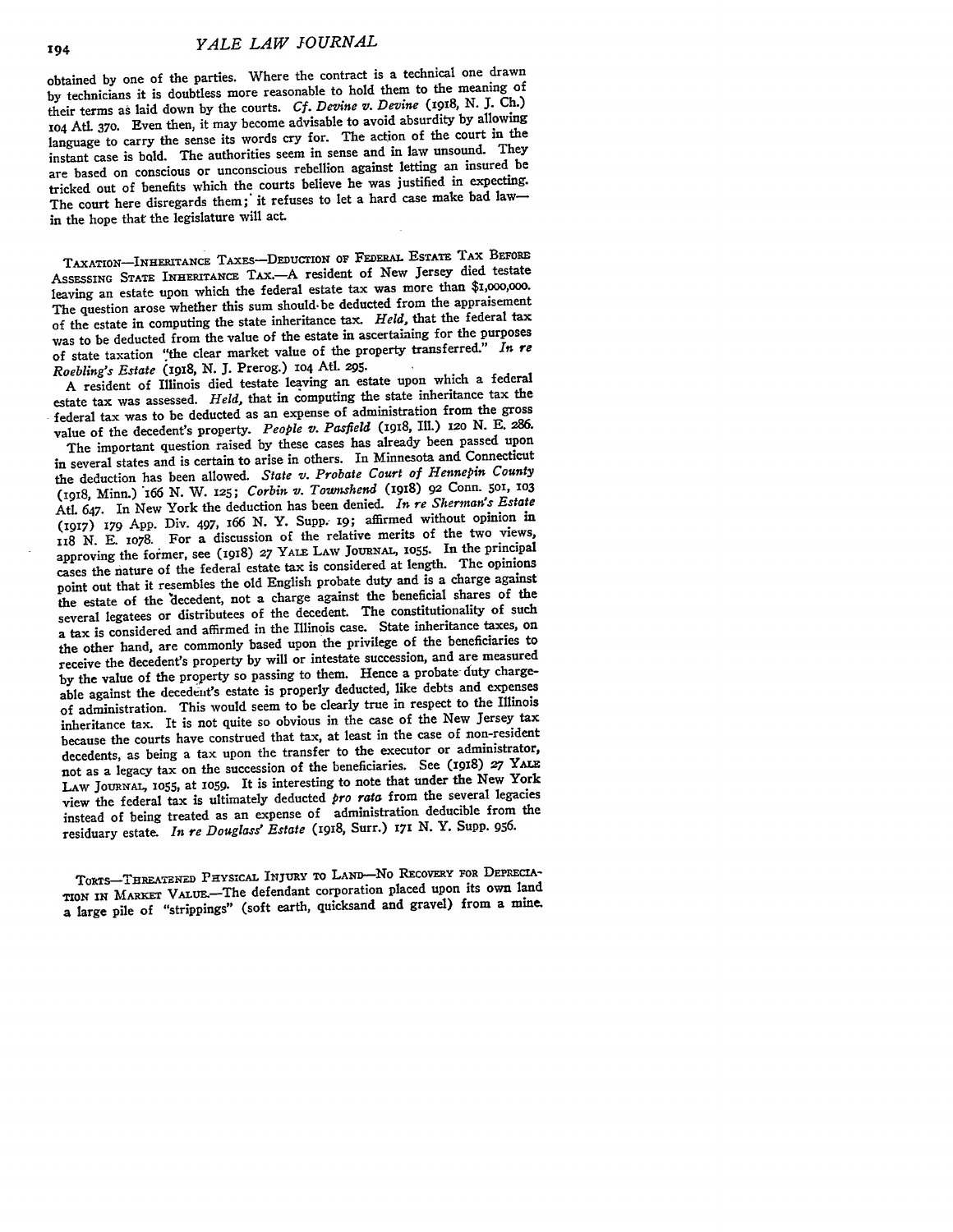obtained by one of the parties. Where the contract is a technical one drawn by technicians it is doubtless more reasonable to hold them to the meaning of their terms as laid down by the courts. *Cf. Devine v. Devine* (1918, N. J. Ch.) 104 Atl. 370. Even then, it may become advisable to avoid absurdity by allowing language to carry the sense its words cry for. The action of the court in the instant case is bold. The authorities seem in sense and in law unsound. They are based on conscious or unconscious rebellion against letting an insured be tricked out of benefits which the courts believe he was justified in expecting. The court here disregards them; it refuses to let a hard case make bad law—in the hope that the legislature will act.

TAXATION—INHERITANCE TAXES—DEDUCTION OF FEDERAL ESTATE TAX BEFORE ASSESSING STATE INHERITANCE TAX.—A resident of New Jersey died testate leaving an estate upon which the federal estate tax was more than $1,000,000. The question arose whether this sum should be deducted from the appraisement of the estate in computing the state inheritance tax. *Held*, that the federal tax was to be deducted from the value of the estate in ascertaining for the purposes of state taxation "the clear market value of the property transferred." *In re Roebling's Estate* (1918, N. J. Prerog.) 104 Atl. 295.

A resident of Illinois died testate leaving an estate upon which a federal estate tax was assessed. *Held*, that in computing the state inheritance tax the federal tax was to be deducted as an expense of administration from the gross value of the decedent's property. *People v. Pasfield* (1918, Ill.) 120 N. E. 286.

The important question raised by these cases has already been passed upon in several states and is certain to arise in others. In Minnesota and Connecticut the deduction has been allowed. *State v. Probate Court of Hennepin County* (1918, Minn.) 166 N. W. 125; *Corbin v. Townshend* (1918) 92 Conn. 501, 103 Atl. 647. In New York the deduction has been denied. *In re Sherman's Estate* (1917) 179 App. Div. 497, 166 N. Y. Supp. 19; affirmed without opinion in 118 N. E. 1078. For a discussion of the relative merits of the two views, approving the former, see (1918) 27 YALE LAW JOURNAL, 1055. In the principal cases the nature of the federal estate tax is considered at length. The opinions point out that it resembles the old English probate duty and is a charge against the estate of the decedent, not a charge against the beneficial shares of the several legatees or distributees of the decedent. The constitutionality of such a tax is considered and affirmed in the Illinois case. State inheritance taxes, on the other hand, are commonly based upon the privilege of the beneficiaries to receive the decedent's property by will or intestate succession, and are measured by the value of the property so passing to them. Hence a probate duty chargeable against the decedent's estate is properly deducted, like debts and expenses of administration. This would seem to be clearly true in respect to the Illinois inheritance tax. It is not quite so obvious in the case of the New Jersey tax because the courts have construed that tax, at least in the case of non-resident decedents, as being a tax upon the transfer to the executor or administrator, not as a legacy tax on the succession of the beneficiaries. See (1918) 27 YALE LAW JOURNAL, 1055, at 1059. It is interesting to note that under the New York view the federal tax is ultimately deducted *pro rata* from the several legacies instead of being treated as an expense of administration deducible from the residuary estate. *In re Douglass' Estate* (1918, Surr.) 171 N. Y. Supp. 956.

TORTS—THREATENED PHYSICAL INJURY TO LAND—NO RECOVERY FOR DEPRECIATION IN MARKET VALUE.—The defendant corporation placed upon its own land a large pile of "strippings" (soft earth, quicksand and gravel) from a mine.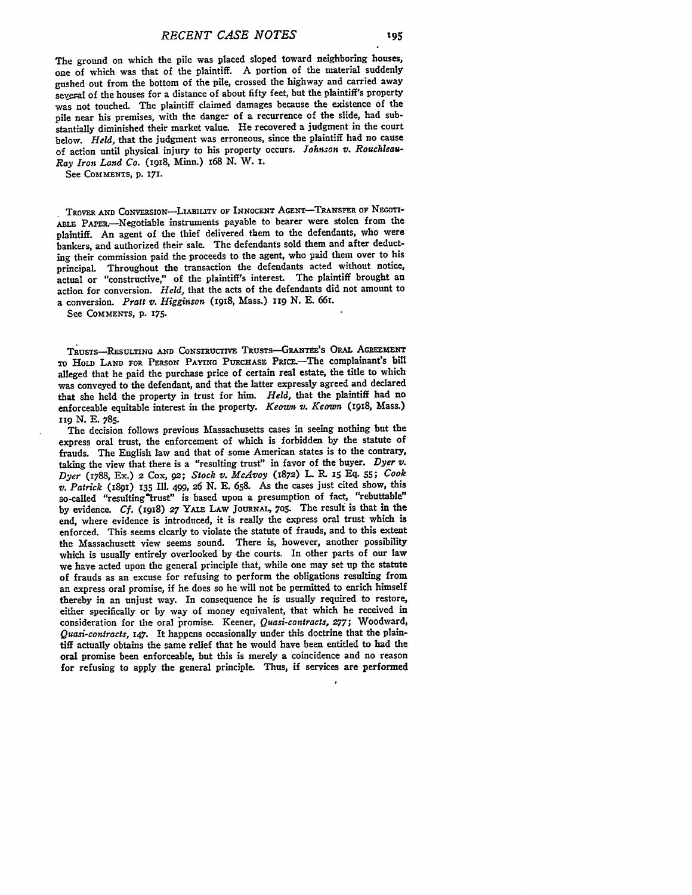The ground on which the pile was placed sloped toward neighboring houses, one of which was that of the plaintiff. A portion of the material suddenly gushed out from the bottom of the pile, crossed the highway and carried away several of the houses for a distance of about fifty feet, but the plaintiff's property was not touched. The plaintiff claimed damages because the existence of the pile near his premises, with the danger of a recurrence of the slide, had substantially diminished their market value. He recovered a judgment in the court below. *Held,* that the judgment was erroneous, since the plaintiff had no cause of action until physical injury to his property occurs. *Johnson v. Rouchleau-Ray Iron Land Co.* (1918, Minn.) 168 N. W. 1.

See COMMENTS, p. 171.

TROVER AND CONVERSION—LIABILITY OF INNOCENT AGENT—TRANSFER OF NEGOTIABLE PAPER.—Negotiable instruments payable to bearer were stolen from the plaintiff. An agent of the thief delivered them to the defendants, who were bankers, and authorized their sale. The defendants sold them and after deducting their commission paid the proceeds to the agent, who paid them over to his principal. Throughout the transaction the defendants acted without notice, actual or "constructive," of the plaintiff's interest. The plaintiff brought an action for conversion. *Held,* that the acts of the defendants did not amount to a conversion. *Pratt v. Higginson* (1918, Mass.) 119 N. E. 661.

See COMMENTS, p. 175.

TRUSTS—RESULTING AND CONSTRUCTIVE TRUSTS—GRANTEE'S ORAL AGREEMENT TO HOLD LAND FOR PERSON PAYING PURCHASE PRICE.—The complainant's bill alleged that he paid the purchase price of certain real estate, the title to which was conveyed to the defendant, and that the latter expressly agreed and declared that she held the property in trust for him. *Held,* that the plaintiff had no enforceable equitable interest in the property. *Keown v. Keown* (1918, Mass.) 119 N. E. 785.

The decision follows previous Massachusetts cases in seeing nothing but the express oral trust, the enforcement of which is forbidden by the statute of frauds. The English law and that of some American states is to the contrary, taking the view that there is a "resulting trust" in favor of the buyer. *Dyer v. Dyer* (1788, Ex.) 2 Cox, 92; *Stock v. McAvoy* (1872) L. R. 15 Eq. 55; *Cook v. Patrick* (1891) 135 Ill. 499, 26 N. E. 658. As the cases just cited show, this so-called "resulting trust" is based upon a presumption of fact, "rebuttable" by evidence. *Cf.* (1918) 27 YALE LAW JOURNAL, 705. The result is that in the end, where evidence is introduced, it is really the express oral trust which is enforced. This seems clearly to violate the statute of frauds, and to this extent the Massachusett view seems sound. There is, however, another possibility which is usually entirely overlooked by the courts. In other parts of our law we have acted upon the general principle that, while one may set up the statute of frauds as an excuse for refusing to perform the obligations resulting from an express oral promise, if he does so he will not be permitted to enrich himself thereby in an unjust way. In consequence he is usually required to restore, either specifically or by way of money equivalent, that which he received in consideration for the oral promise. Keener, *Quasi-contracts,* 277; Woodward, *Quasi-contracts,* 147. It happens occasionally under this doctrine that the plaintiff actually obtains the same relief that he would have been entitled to had the oral promise been enforceable, but this is merely a coincidence and no reason for refusing to apply the general principle. Thus, if services are performed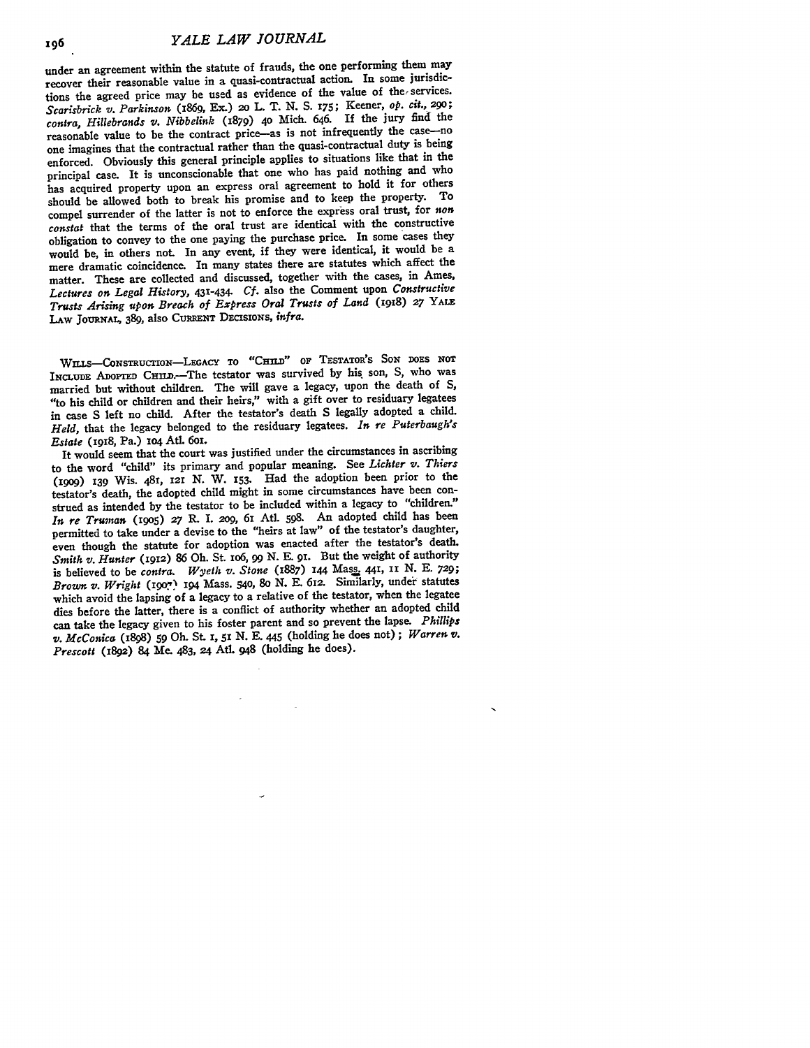under an agreement within the statute of frauds, the one performing them may recover their reasonable value in a quasi-contractual action. In some jurisdictions the agreed price may be used as evidence of the value of the services. *Scarisbrick v. Parkinson* (1869, Ex.) 20 L. T. N. S. 175; Keener, *op. cit.*, 290; *contra*, *Hillebrands v. Nibbelink* (1879) 40 Mich. 646. If the jury find the reasonable value to be the contract price—as is not infrequently the case—no one imagines that the contractual rather than the quasi-contractual duty is being enforced. Obviously this general principle applies to situations like that in the principal case. It is unconscionable that one who has paid nothing and who has acquired property upon an express oral agreement to hold it for others should be allowed both to break his promise and to keep the property. To compel surrender of the latter is not to enforce the express oral trust, for *non constat* that the terms of the oral trust are identical with the constructive obligation to convey to the one paying the purchase price. In some cases they would be, in others not. In any event, if they were identical, it would be a mere dramatic coincidence. In many states there are statutes which affect the matter. These are collected and discussed, together with the cases, in Ames, *Lectures on Legal History*, 431-434. *Cf.* also the Comment upon *Constructive Trusts Arising upon Breach of Express Oral Trusts of Land* (1918) 27 YALE LAW JOURNAL, 389, also CURRENT DECISIONS, *infra*.

WILLS—CONSTRUCTION—LEGACY TO "CHILD" OF TESTATOR'S SON DOES NOT INCLUDE ADOPTED CHILD.—The testator was survived by his son, S, who was married but without children. The will gave a legacy, upon the death of S, "to his child or children and their heirs," with a gift over to residuary legatees in case S left no child. After the testator's death S legally adopted a child. *Held*, that the legacy belonged to the residuary legatees. *In re Puterbaugh's Estate* (1918, Pa.) 104 Atl. 601.

It would seem that the court was justified under the circumstances in ascribing to the word "child" its primary and popular meaning. See *Lichter v. Thiers* (1909) 139 Wis. 481, 121 N. W. 153. Had the adoption been prior to the testator's death, the adopted child might in some circumstances have been construed as intended by the testator to be included within a legacy to "children." *In re Truman* (1905) 27 R. I. 209, 61 Atl. 598. An adopted child has been permitted to take under a devise to the "heirs at law" of the testator's daughter, even though the statute for adoption was enacted after the testator's death. *Smith v. Hunter* (1912) 86 Oh. St. 106, 99 N. E. 91. But the weight of authority is believed to be *contra*. *Wyeth v. Stone* (1887) 144 Mass. 441, 11 N. E. 729; *Brown v. Wright* (1907) 194 Mass. 540, 80 N. E. 612. Similarly, under statutes which avoid the lapsing of a legacy to a relative of the testator, when the legatee dies before the latter, there is a conflict of authority whether an adopted child can take the legacy given to his foster parent and so prevent the lapse. *Phillips v. McConica* (1898) 59 Oh. St. 1, 51 N. E. 445 (holding he does not); *Warren v. Prescott* (1892) 84 Me. 483, 24 Atl. 948 (holding he does).